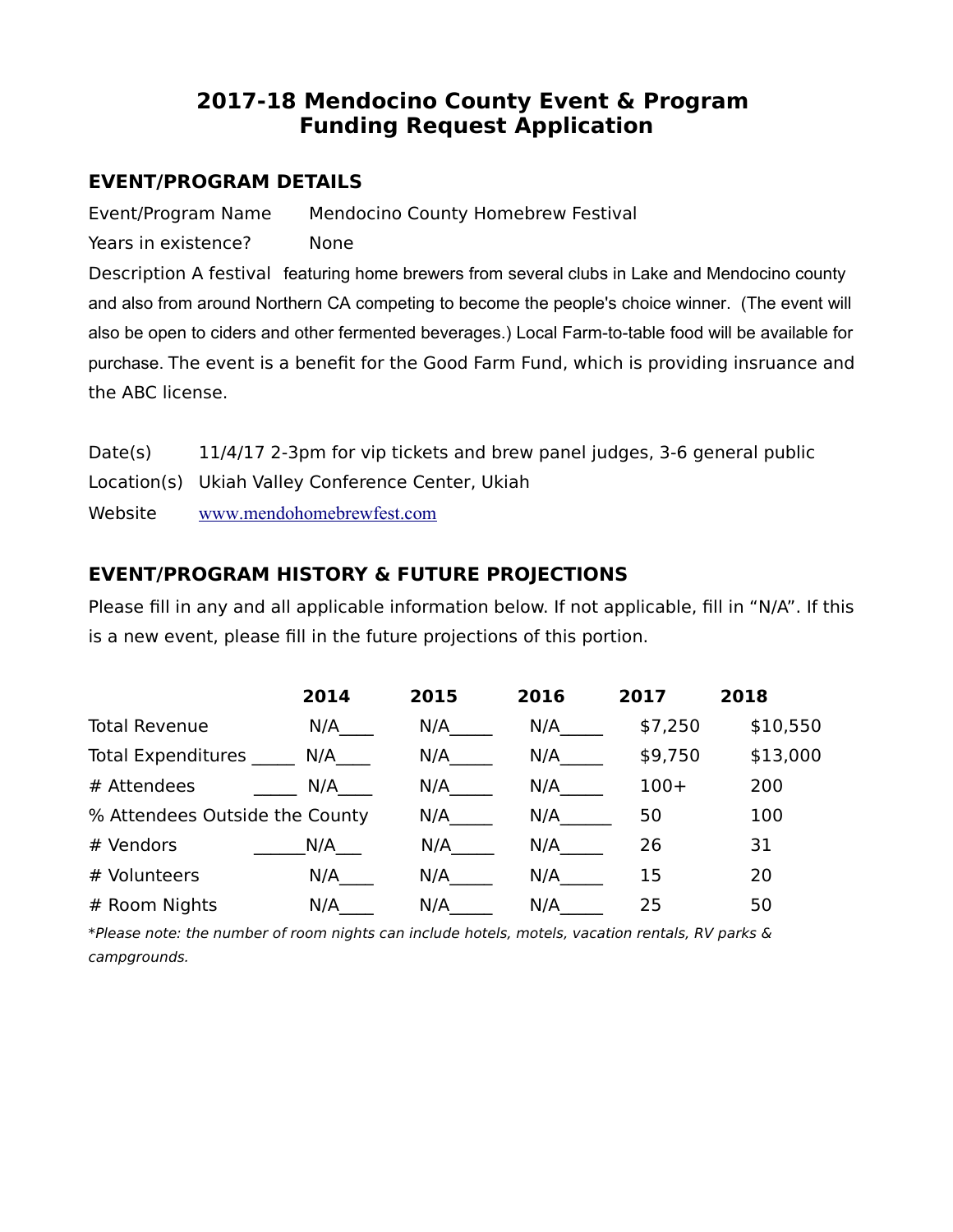# 2017-18 Mendocino County Event & Program Funding Request Application

## EVENT/PROGRAM DETAILS

Event/Program Name Mendocino County Homebrew Festival

Years in existence? None

Description A festival featuring home brewers from several clubs in Lake and Mendocino county and also from around Northern CA competing to become the people's choice winner. (The event will also be open to ciders and other fermented beverages.) Local Farm-to-table food will be available for purchase. The event is a benefit for the Good Farm Fund, which is providing insruance and the ABC license.

Date(s) 11/4/17 2-3pm for vip tickets and brew panel judges, 3-6 general public

Location(s) Ukiah Valley Conference Center, Ukiah

Website www.mendohomebrewfest.com

## EVENT/PROGRAM HISTORY & FUTURE PROJECTIONS

Please fill in any and all applicable information below. If not applicable, fill in "N/A". If this is a new event, please fill in the future projections of this portion.

| | 2014 | 2015 | 2016 | 2017 | 2018 |
|---|---|---|---|---|---|
| Total Revenue | N/A | N/A | N/A | $7,250 | $10,550 |
| Total Expenditures | N/A | N/A | N/A | $9,750 | $13,000 |
| # Attendees | N/A | N/A | N/A | 100+ | 200 |
| % Attendees Outside the County | | N/A | N/A | 50 | 100 |
| # Vendors | N/A | N/A | N/A | 26 | 31 |
| # Volunteers | N/A | N/A | N/A | 15 | 20 |
| # Room Nights | N/A | N/A | N/A | 25 | 50 |

*\*Please note: the number of room nights can include hotels, motels, vacation rentals, RV parks & campgrounds.*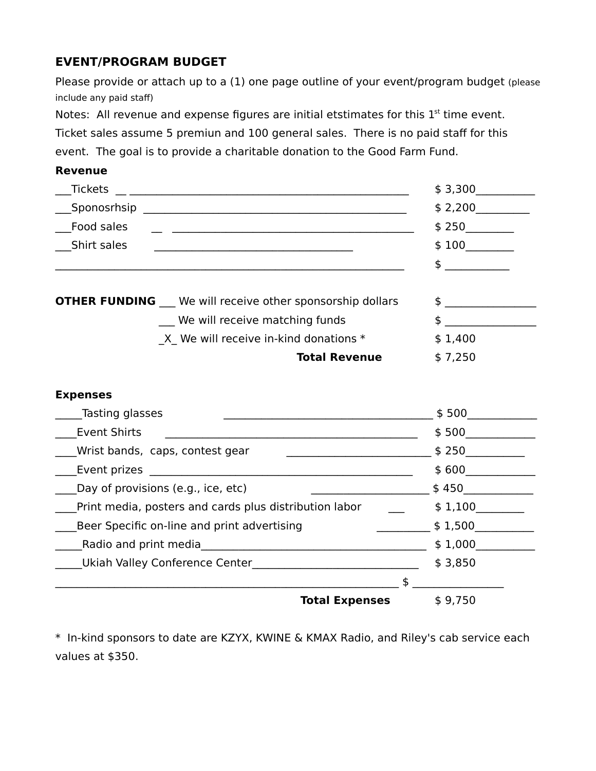## EVENT/PROGRAM BUDGET

Please provide or attach up to a (1) one page outline of your event/program budget (please include any paid staff)

Notes: All revenue and expense figures are initial etstimates for this 1st time event. Ticket sales assume 5 premiun and 100 general sales. There is no paid staff for this event. The goal is to provide a charitable donation to the Good Farm Fund.

**Revenue**

| Item | Amount |
|---|---|
| ___Tickets | $ 3,300 |
| ___Sponosrhsip | $ 2,200 |
| ___Food sales | $ 250 |
| ___Shirt sales | $ 100 |
| | $ |

| **OTHER FUNDING** | Amount |
|---|---|
| ___ We will receive other sponsorship dollars | $ |
| ___ We will receive matching funds | $ |
| _X_ We will receive in-kind donations * | $ 1,400 |
| **Total Revenue** | $ 7,250 |

**Expenses**

| Item | Amount |
|---|---|
| _____Tasting glasses | $ 500 |
| ____Event Shirts | $ 500 |
| ____Wrist bands, caps, contest gear | $ 250 |
| ____Event prizes | $ 600 |
| ____Day of provisions (e.g., ice, etc) | $ 450 |
| ____Print media, posters and cards plus distribution labor | $ 1,100 |
| ____Beer Specific on-line and print advertising | $ 1,500 |
| _____Radio and print media | $ 1,000 |
| _____Ukiah Valley Conference Center | $ 3,850 |
| | $ |
| **Total Expenses** | $ 9,750 |

* In-kind sponsors to date are KZYX, KWINE & KMAX Radio, and Riley's cab service each values at $350.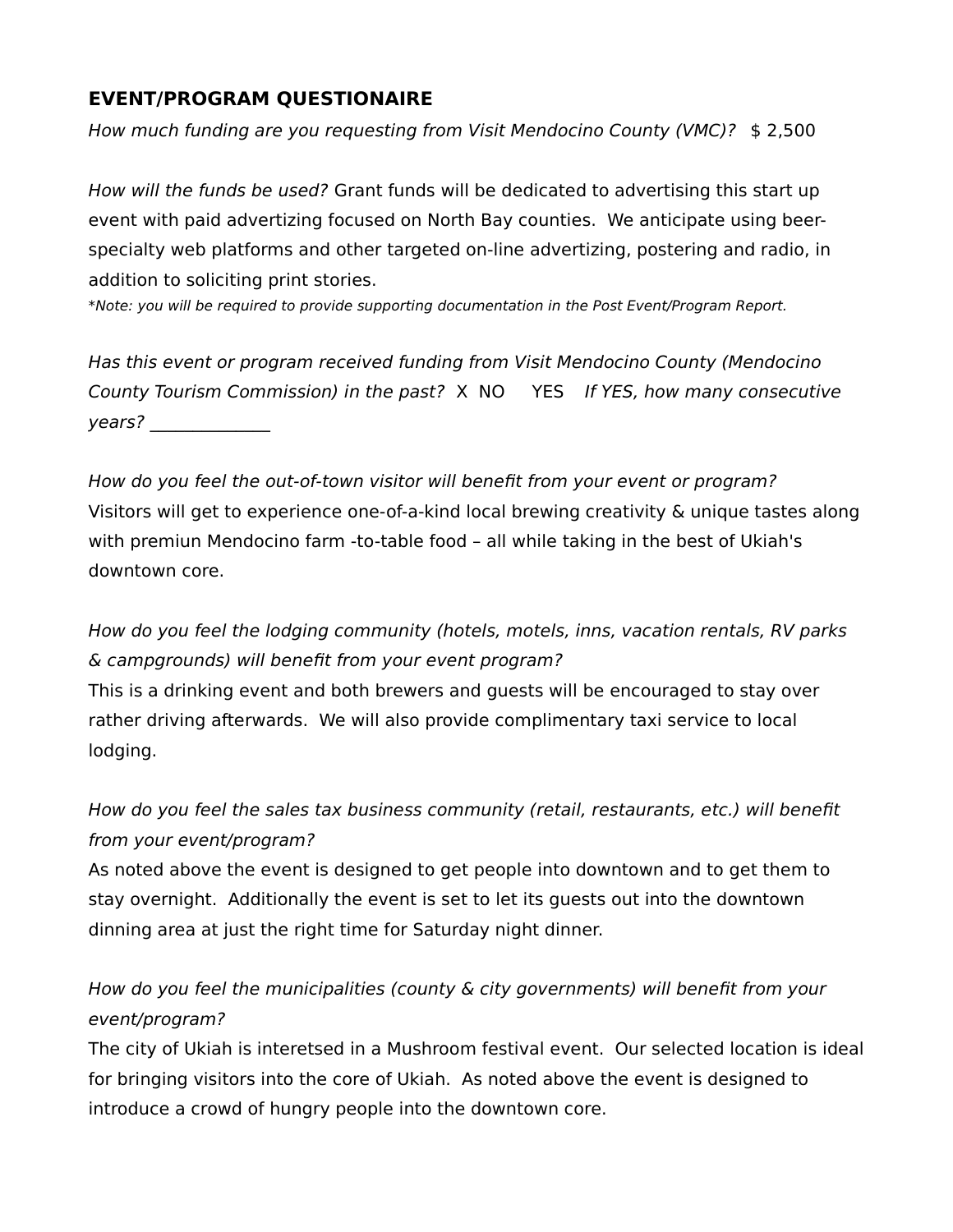## EVENT/PROGRAM QUESTIONAIRE

*How much funding are you requesting from Visit Mendocino County (VMC)?* $ 2,500

*How will the funds be used?* Grant funds will be dedicated to advertising this start up event with paid advertizing focused on North Bay counties. We anticipate using beer-specialty web platforms and other targeted on-line advertizing, postering and radio, in addition to soliciting print stories.

*\*Note: you will be required to provide supporting documentation in the Post Event/Program Report.*

*Has this event or program received funding from Visit Mendocino County (Mendocino County Tourism Commission) in the past?* X NO YES *If YES, how many consecutive years?* _____________

*How do you feel the out-of-town visitor will benefit from your event or program?*
Visitors will get to experience one-of-a-kind local brewing creativity & unique tastes along with premiun Mendocino farm -to-table food – all while taking in the best of Ukiah's downtown core.

*How do you feel the lodging community (hotels, motels, inns, vacation rentals, RV parks & campgrounds) will benefit from your event program?*
This is a drinking event and both brewers and guests will be encouraged to stay over rather driving afterwards. We will also provide complimentary taxi service to local lodging.

*How do you feel the sales tax business community (retail, restaurants, etc.) will benefit from your event/program?*
As noted above the event is designed to get people into downtown and to get them to stay overnight. Additionally the event is set to let its guests out into the downtown dinning area at just the right time for Saturday night dinner.

*How do you feel the municipalities (county & city governments) will benefit from your event/program?*
The city of Ukiah is interetsed in a Mushroom festival event. Our selected location is ideal for bringing visitors into the core of Ukiah. As noted above the event is designed to introduce a crowd of hungry people into the downtown core.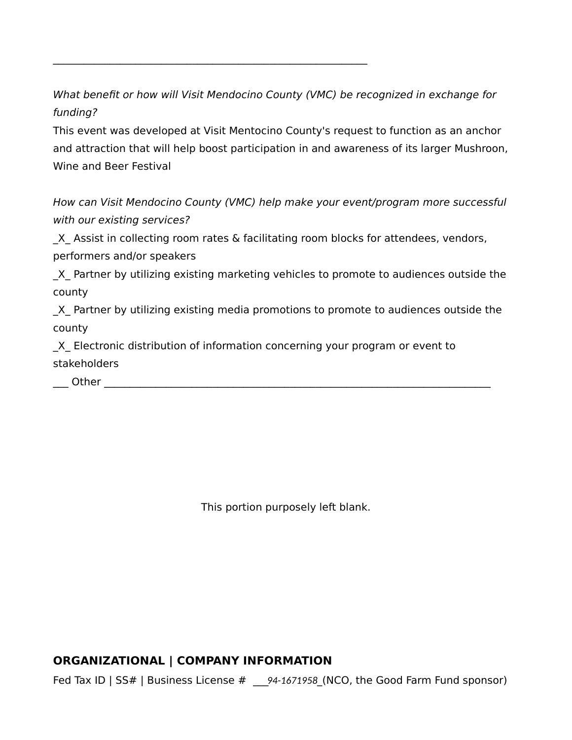___________________________________________________________

*What benefit or how will Visit Mendocino County (VMC) be recognized in exchange for funding?*

This event was developed at Visit Mentocino County's request to function as an anchor and attraction that will help boost participation in and awareness of its larger Mushroon, Wine and Beer Festival

*How can Visit Mendocino County (VMC) help make your event/program more successful with our existing services?*

_X_ Assist in collecting room rates & facilitating room blocks for attendees, vendors, performers and/or speakers

_X_ Partner by utilizing existing marketing vehicles to promote to audiences outside the county

_X_ Partner by utilizing existing media promotions to promote to audiences outside the county

_X_ Electronic distribution of information concerning your program or event to stakeholders

___ Other ___________________________________________________________________________

This portion purposely left blank.

**ORGANIZATIONAL | COMPANY INFORMATION**

Fed Tax ID | SS# | Business License # ___*94-1671958*_(NCO, the Good Farm Fund sponsor)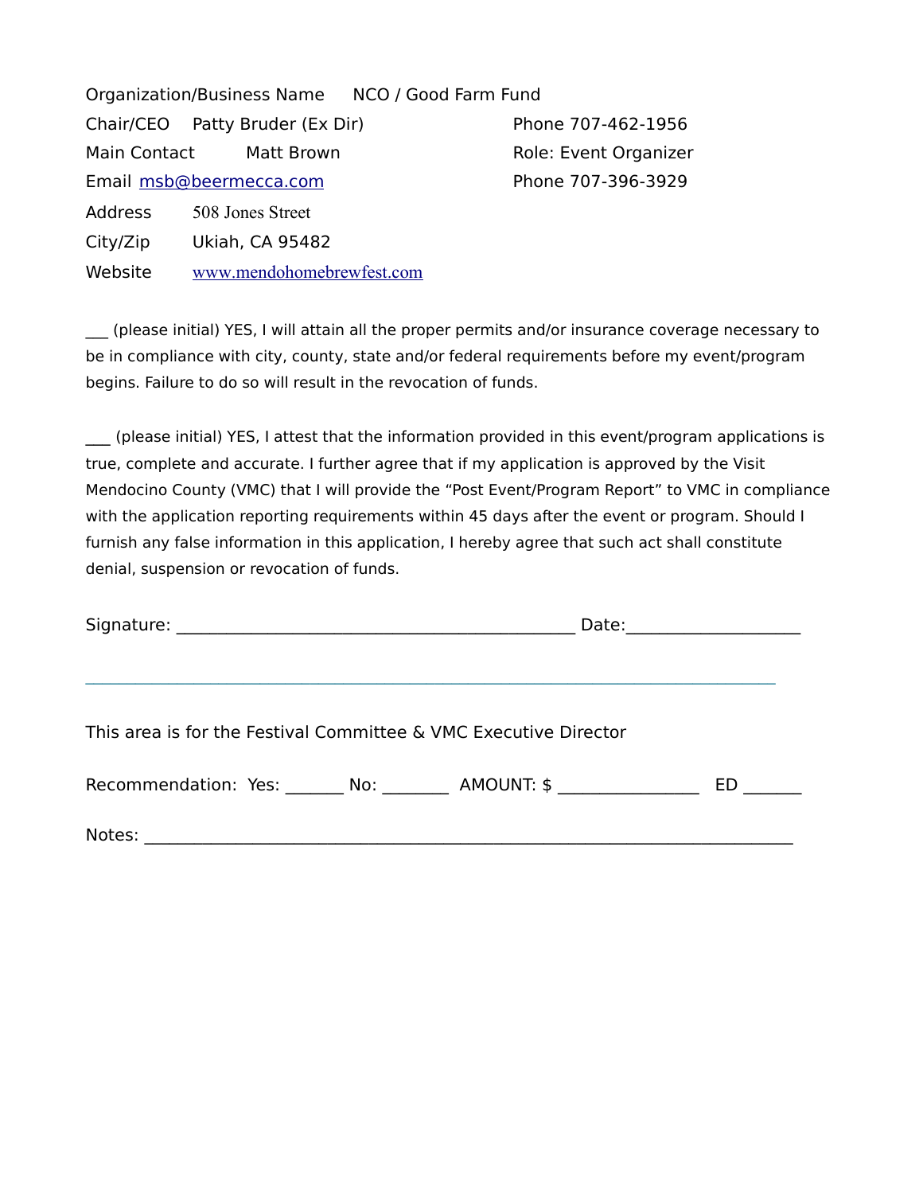Organization/Business Name NCO / Good Farm Fund

Chair/CEO Patty Bruder (Ex Dir) Phone 707-462-1956

Main Contact Matt Brown Role: Event Organizer

Email msb@beermecca.com Phone 707-396-3929

Address 508 Jones Street

City/Zip Ukiah, CA 95482

Website www.mendohomebrewfest.com

___ (please initial) YES, I will attain all the proper permits and/or insurance coverage necessary to be in compliance with city, county, state and/or federal requirements before my event/program begins. Failure to do so will result in the revocation of funds.

___ (please initial) YES, I attest that the information provided in this event/program applications is true, complete and accurate. I further agree that if my application is approved by the Visit Mendocino County (VMC) that I will provide the "Post Event/Program Report" to VMC in compliance with the application reporting requirements within 45 days after the event or program. Should I furnish any false information in this application, I hereby agree that such act shall constitute denial, suspension or revocation of funds.

Signature: _____________________________________________ Date:___________________

---

This area is for the Festival Committee & VMC Executive Director

Recommendation: Yes: _______ No: ________ AMOUNT: $ ________________ ED _______

Notes: ___________________________________________________________________________